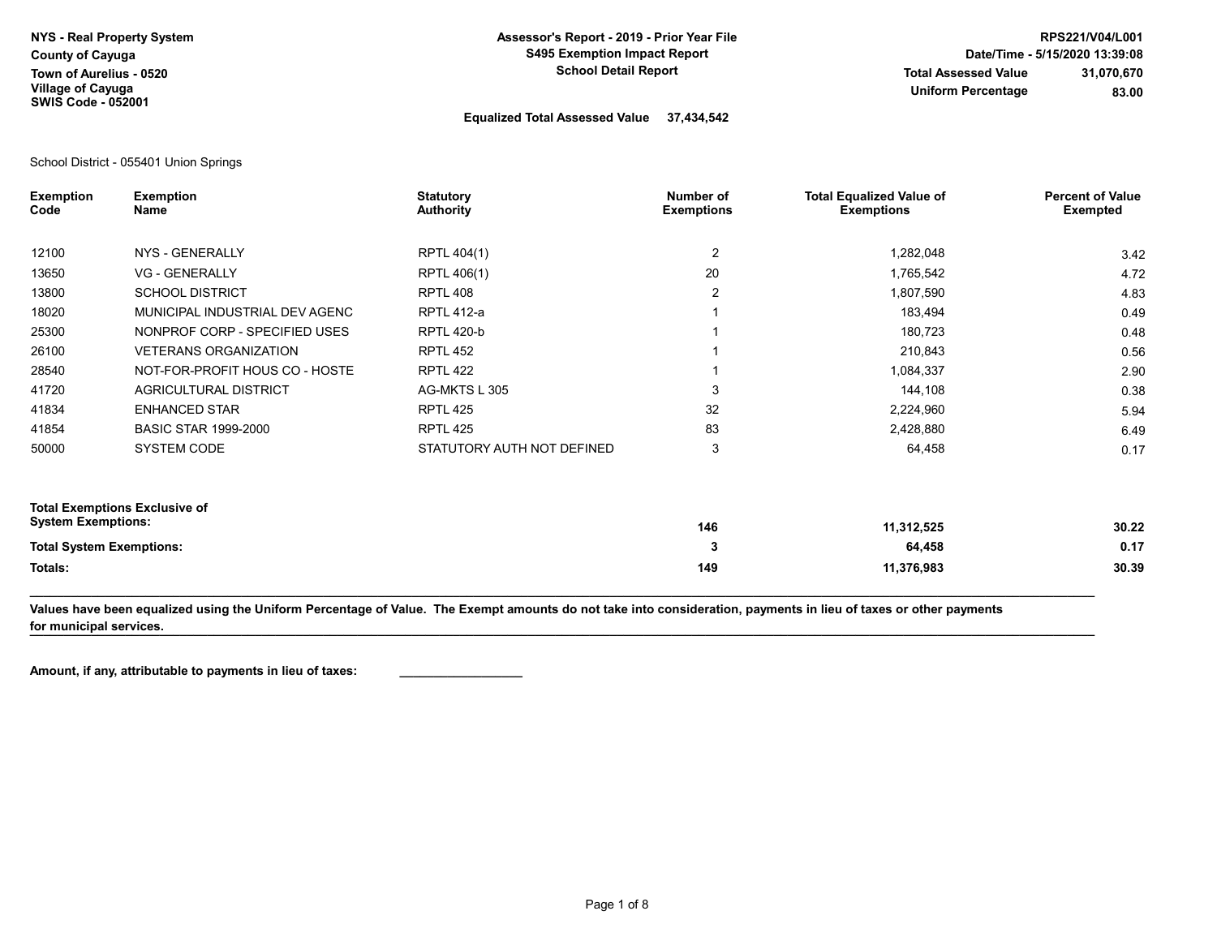NYS - Real Property System
County of Cayuga
Town of Aurelius - 0520
Village of Cayuga
SWIS Code - 052001

**Assessor's Report - 2019 - Prior Year File**
**S495 Exemption Impact Report**
**School Detail Report**

RPS221/V04/L001
Date/Time - 5/15/2020 13:39:08

**Total Assessed Value** 31,070,670
**Uniform Percentage** 83.00

**Equalized Total Assessed Value** 37,434,542

School District - 055401 Union Springs

| Exemption Code | Exemption Name | Statutory Authority | Number of Exemptions | Total Equalized Value of Exemptions | Percent of Value Exempted |
|---|---|---|---|---|---|
| 12100 | NYS - GENERALLY | RPTL 404(1) | 2 | 1,282,048 | 3.42 |
| 13650 | VG - GENERALLY | RPTL 406(1) | 20 | 1,765,542 | 4.72 |
| 13800 | SCHOOL DISTRICT | RPTL 408 | 2 | 1,807,590 | 4.83 |
| 18020 | MUNICIPAL INDUSTRIAL DEV AGENC | RPTL 412-a | 1 | 183,494 | 0.49 |
| 25300 | NONPROF CORP - SPECIFIED USES | RPTL 420-b | 1 | 180,723 | 0.48 |
| 26100 | VETERANS ORGANIZATION | RPTL 452 | 1 | 210,843 | 0.56 |
| 28540 | NOT-FOR-PROFIT HOUS CO - HOSTE | RPTL 422 | 1 | 1,084,337 | 2.90 |
| 41720 | AGRICULTURAL DISTRICT | AG-MKTS L 305 | 3 | 144,108 | 0.38 |
| 41834 | ENHANCED STAR | RPTL 425 | 32 | 2,224,960 | 5.94 |
| 41854 | BASIC STAR 1999-2000 | RPTL 425 | 83 | 2,428,880 | 6.49 |
| 50000 | SYSTEM CODE | STATUTORY AUTH NOT DEFINED | 3 | 64,458 | 0.17 |
| **Total Exemptions Exclusive of System Exemptions:** | | | **146** | **11,312,525** | **30.22** |
| **Total System Exemptions:** | | | **3** | **64,458** | **0.17** |
| **Totals:** | | | **149** | **11,376,983** | **30.39** |

**Values have been equalized using the Uniform Percentage of Value. The Exempt amounts do not take into consideration, payments in lieu of taxes or other payments for municipal services.**

**Amount, if any, attributable to payments in lieu of taxes:** \_\_\_\_\_\_\_\_\_\_\_\_\_\_\_\_\_\_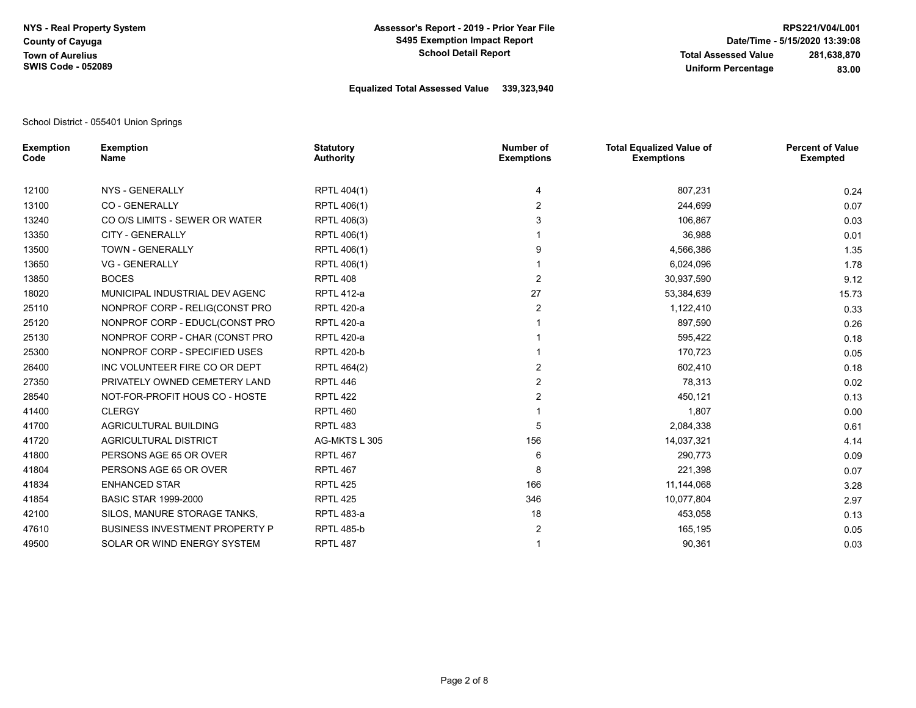**NYS - Real Property System**
**County of Cayuga**
**Town of Aurelius**
**SWIS Code - 052089**

**Assessor's Report - 2019 - Prior Year File**
**S495 Exemption Impact Report**
**School Detail Report**

**RPS221/V04/L001**
**Date/Time - 5/15/2020 13:39:08**
**Total Assessed Value** 281,638,870
**Uniform Percentage** 83.00

**Equalized Total Assessed Value** 339,323,940

School District - 055401 Union Springs

| Exemption Code | Exemption Name | Statutory Authority | Number of Exemptions | Total Equalized Value of Exemptions | Percent of Value Exempted |
|---|---|---|---|---|---|
| 12100 | NYS - GENERALLY | RPTL 404(1) | 4 | 807,231 | 0.24 |
| 13100 | CO - GENERALLY | RPTL 406(1) | 2 | 244,699 | 0.07 |
| 13240 | CO O/S LIMITS - SEWER OR WATER | RPTL 406(3) | 3 | 106,867 | 0.03 |
| 13350 | CITY - GENERALLY | RPTL 406(1) | 1 | 36,988 | 0.01 |
| 13500 | TOWN - GENERALLY | RPTL 406(1) | 9 | 4,566,386 | 1.35 |
| 13650 | VG - GENERALLY | RPTL 406(1) | 1 | 6,024,096 | 1.78 |
| 13850 | BOCES | RPTL 408 | 2 | 30,937,590 | 9.12 |
| 18020 | MUNICIPAL INDUSTRIAL DEV AGENC | RPTL 412-a | 27 | 53,384,639 | 15.73 |
| 25110 | NONPROF CORP - RELIG(CONST PRO | RPTL 420-a | 2 | 1,122,410 | 0.33 |
| 25120 | NONPROF CORP - EDUCL(CONST PRO | RPTL 420-a | 1 | 897,590 | 0.26 |
| 25130 | NONPROF CORP - CHAR (CONST PRO | RPTL 420-a | 1 | 595,422 | 0.18 |
| 25300 | NONPROF CORP - SPECIFIED USES | RPTL 420-b | 1 | 170,723 | 0.05 |
| 26400 | INC VOLUNTEER FIRE CO OR DEPT | RPTL 464(2) | 2 | 602,410 | 0.18 |
| 27350 | PRIVATELY OWNED CEMETERY LAND | RPTL 446 | 2 | 78,313 | 0.02 |
| 28540 | NOT-FOR-PROFIT HOUS CO - HOSTE | RPTL 422 | 2 | 450,121 | 0.13 |
| 41400 | CLERGY | RPTL 460 | 1 | 1,807 | 0.00 |
| 41700 | AGRICULTURAL BUILDING | RPTL 483 | 5 | 2,084,338 | 0.61 |
| 41720 | AGRICULTURAL DISTRICT | AG-MKTS L 305 | 156 | 14,037,321 | 4.14 |
| 41800 | PERSONS AGE 65 OR OVER | RPTL 467 | 6 | 290,773 | 0.09 |
| 41804 | PERSONS AGE 65 OR OVER | RPTL 467 | 8 | 221,398 | 0.07 |
| 41834 | ENHANCED STAR | RPTL 425 | 166 | 11,144,068 | 3.28 |
| 41854 | BASIC STAR 1999-2000 | RPTL 425 | 346 | 10,077,804 | 2.97 |
| 42100 | SILOS, MANURE STORAGE TANKS, | RPTL 483-a | 18 | 453,058 | 0.13 |
| 47610 | BUSINESS INVESTMENT PROPERTY P | RPTL 485-b | 2 | 165,195 | 0.05 |
| 49500 | SOLAR OR WIND ENERGY SYSTEM | RPTL 487 | 1 | 90,361 | 0.03 |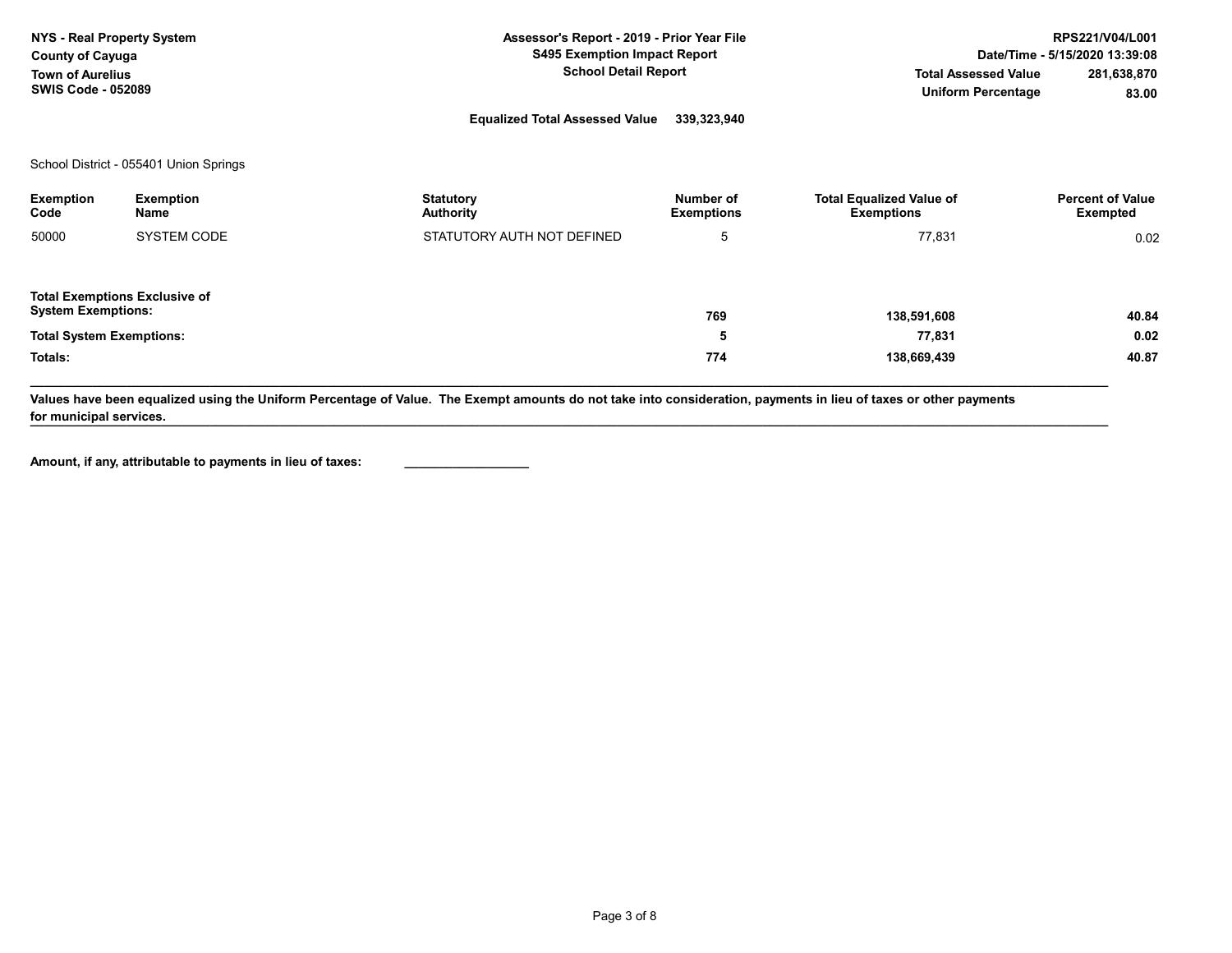NYS - Real Property System
County of Cayuga
Town of Aurelius
SWIS Code - 052089

**Assessor's Report - 2019 - Prior Year File**
**S495 Exemption Impact Report**
**School Detail Report**

RPS221/V04/L001
Date/Time - 5/15/2020 13:39:08

**Total Assessed Value** 281,638,870
**Uniform Percentage** 83.00

**Equalized Total Assessed Value** 339,323,940

School District - 055401 Union Springs

| Exemption Code | Exemption Name | Statutory Authority | Number of Exemptions | Total Equalized Value of Exemptions | Percent of Value Exempted |
|---|---|---|---|---|---|
| 50000 | SYSTEM CODE | STATUTORY AUTH NOT DEFINED | 5 | 77,831 | 0.02 |

| | | | |
|---|---|---|---|
| **Total Exemptions Exclusive of System Exemptions:** | **769** | **138,591,608** | **40.84** |
| **Total System Exemptions:** | **5** | **77,831** | **0.02** |
| **Totals:** | **774** | **138,669,439** | **40.87** |

**Values have been equalized using the Uniform Percentage of Value. The Exempt amounts do not take into consideration, payments in lieu of taxes or other payments for municipal services.**

**Amount, if any, attributable to payments in lieu of taxes:** ___________________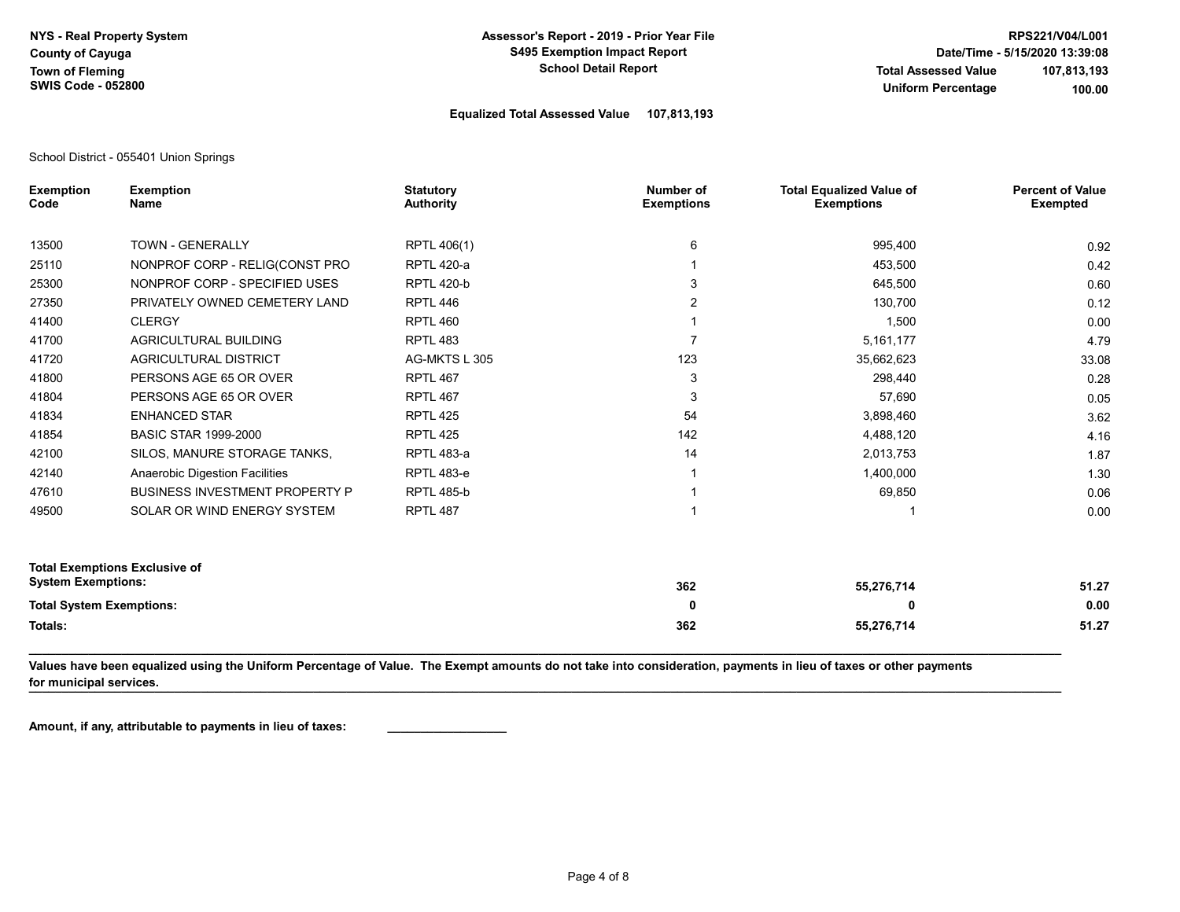NYS - Real Property System
County of Cayuga
Town of Fleming
SWIS Code - 052800

**Assessor's Report - 2019 - Prior Year File**
**S495 Exemption Impact Report**
**School Detail Report**

RPS221/V04/L001
Date/Time - 5/15/2020 13:39:08
Total Assessed Value 107,813,193
Uniform Percentage 100.00

**Equalized Total Assessed Value 107,813,193**

School District - 055401 Union Springs

| Exemption Code | Exemption Name | Statutory Authority | Number of Exemptions | Total Equalized Value of Exemptions | Percent of Value Exempted |
|---|---|---|---|---|---|
| 13500 | TOWN - GENERALLY | RPTL 406(1) | 6 | 995,400 | 0.92 |
| 25110 | NONPROF CORP - RELIG(CONST PRO | RPTL 420-a | 1 | 453,500 | 0.42 |
| 25300 | NONPROF CORP - SPECIFIED USES | RPTL 420-b | 3 | 645,500 | 0.60 |
| 27350 | PRIVATELY OWNED CEMETERY LAND | RPTL 446 | 2 | 130,700 | 0.12 |
| 41400 | CLERGY | RPTL 460 | 1 | 1,500 | 0.00 |
| 41700 | AGRICULTURAL BUILDING | RPTL 483 | 7 | 5,161,177 | 4.79 |
| 41720 | AGRICULTURAL DISTRICT | AG-MKTS L 305 | 123 | 35,662,623 | 33.08 |
| 41800 | PERSONS AGE 65 OR OVER | RPTL 467 | 3 | 298,440 | 0.28 |
| 41804 | PERSONS AGE 65 OR OVER | RPTL 467 | 3 | 57,690 | 0.05 |
| 41834 | ENHANCED STAR | RPTL 425 | 54 | 3,898,460 | 3.62 |
| 41854 | BASIC STAR 1999-2000 | RPTL 425 | 142 | 4,488,120 | 4.16 |
| 42100 | SILOS, MANURE STORAGE TANKS, | RPTL 483-a | 14 | 2,013,753 | 1.87 |
| 42140 | Anaerobic Digestion Facilities | RPTL 483-e | 1 | 1,400,000 | 1.30 |
| 47610 | BUSINESS INVESTMENT PROPERTY P | RPTL 485-b | 1 | 69,850 | 0.06 |
| 49500 | SOLAR OR WIND ENERGY SYSTEM | RPTL 487 | 1 | 1 | 0.00 |
| **Total Exemptions Exclusive of System Exemptions:** | | | **362** | **55,276,714** | **51.27** |
| **Total System Exemptions:** | | | **0** | **0** | **0.00** |
| **Totals:** | | | **362** | **55,276,714** | **51.27** |

**Values have been equalized using the Uniform Percentage of Value. The Exempt amounts do not take into consideration, payments in lieu of taxes or other payments for municipal services.**

**Amount, if any, attributable to payments in lieu of taxes:** ________________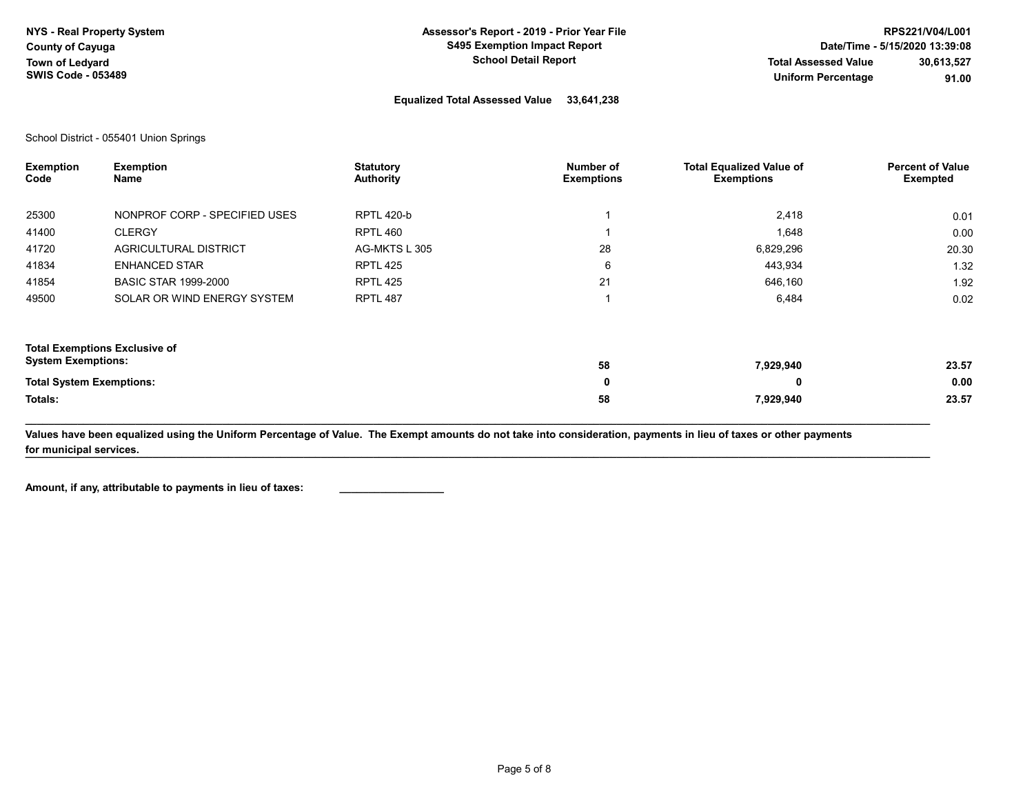**NYS - Real Property System**
**County of Cayuga**
**Town of Ledyard**
**SWIS Code - 053489**

**Assessor's Report - 2019 - Prior Year File**
**S495 Exemption Impact Report**
**School Detail Report**

**RPS221/V04/L001**
**Date/Time - 5/15/2020 13:39:08**
**Total Assessed Value** **30,613,527**
**Uniform Percentage** **91.00**

**Equalized Total Assessed Value** **33,641,238**

School District - 055401 Union Springs

| Exemption Code | Exemption Name | Statutory Authority | Number of Exemptions | Total Equalized Value of Exemptions | Percent of Value Exempted |
|---|---|---|---|---|---|
| 25300 | NONPROF CORP - SPECIFIED USES | RPTL 420-b | 1 | 2,418 | 0.01 |
| 41400 | CLERGY | RPTL 460 | 1 | 1,648 | 0.00 |
| 41720 | AGRICULTURAL DISTRICT | AG-MKTS L 305 | 28 | 6,829,296 | 20.30 |
| 41834 | ENHANCED STAR | RPTL 425 | 6 | 443,934 | 1.32 |
| 41854 | BASIC STAR 1999-2000 | RPTL 425 | 21 | 646,160 | 1.92 |
| 49500 | SOLAR OR WIND ENERGY SYSTEM | RPTL 487 | 1 | 6,484 | 0.02 |
| **Total Exemptions Exclusive of System Exemptions:** | | | **58** | **7,929,940** | **23.57** |
| **Total System Exemptions:** | | | **0** | **0** | **0.00** |
| **Totals:** | | | **58** | **7,929,940** | **23.57** |

**Values have been equalized using the Uniform Percentage of Value. The Exempt amounts do not take into consideration, payments in lieu of taxes or other payments for municipal services.**

**Amount, if any, attributable to payments in lieu of taxes:** ________________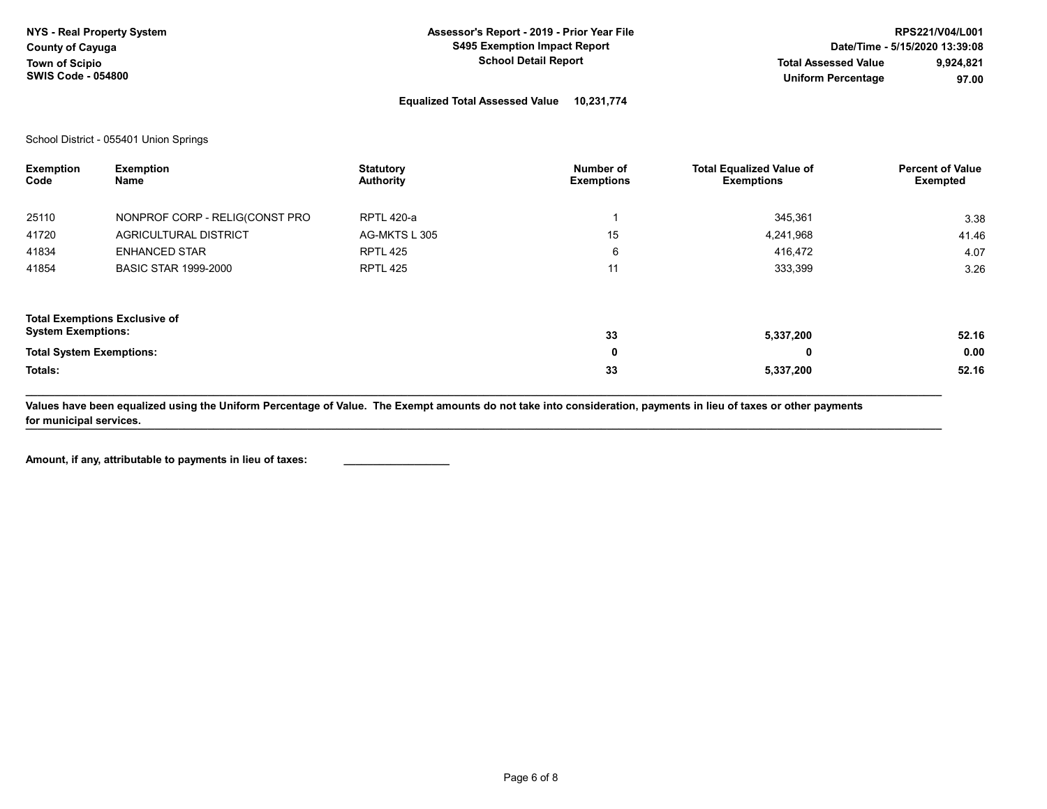NYS - Real Property System
County of Cayuga
Town of Scipio
SWIS Code - 054800

**Assessor's Report - 2019 - Prior Year File**
**S495 Exemption Impact Report**
**School Detail Report**

RPS221/V04/L001
Date/Time - 5/15/2020 13:39:08
Total Assessed Value 9,924,821
Uniform Percentage 97.00

**Equalized Total Assessed Value 10,231,774**

School District - 055401 Union Springs

| Exemption Code | Exemption Name | Statutory Authority | Number of Exemptions | Total Equalized Value of Exemptions | Percent of Value Exempted |
|---|---|---|---|---|---|
| 25110 | NONPROF CORP - RELIG(CONST PRO | RPTL 420-a | 1 | 345,361 | 3.38 |
| 41720 | AGRICULTURAL DISTRICT | AG-MKTS L 305 | 15 | 4,241,968 | 41.46 |
| 41834 | ENHANCED STAR | RPTL 425 | 6 | 416,472 | 4.07 |
| 41854 | BASIC STAR 1999-2000 | RPTL 425 | 11 | 333,399 | 3.26 |
| **Total Exemptions Exclusive of System Exemptions:** | | | **33** | **5,337,200** | **52.16** |
| **Total System Exemptions:** | | | **0** | **0** | **0.00** |
| **Totals:** | | | **33** | **5,337,200** | **52.16** |

**Values have been equalized using the Uniform Percentage of Value. The Exempt amounts do not take into consideration, payments in lieu of taxes or other payments for municipal services.**

**Amount, if any, attributable to payments in lieu of taxes:** \_\_\_\_\_\_\_\_\_\_\_\_\_\_\_\_\_\_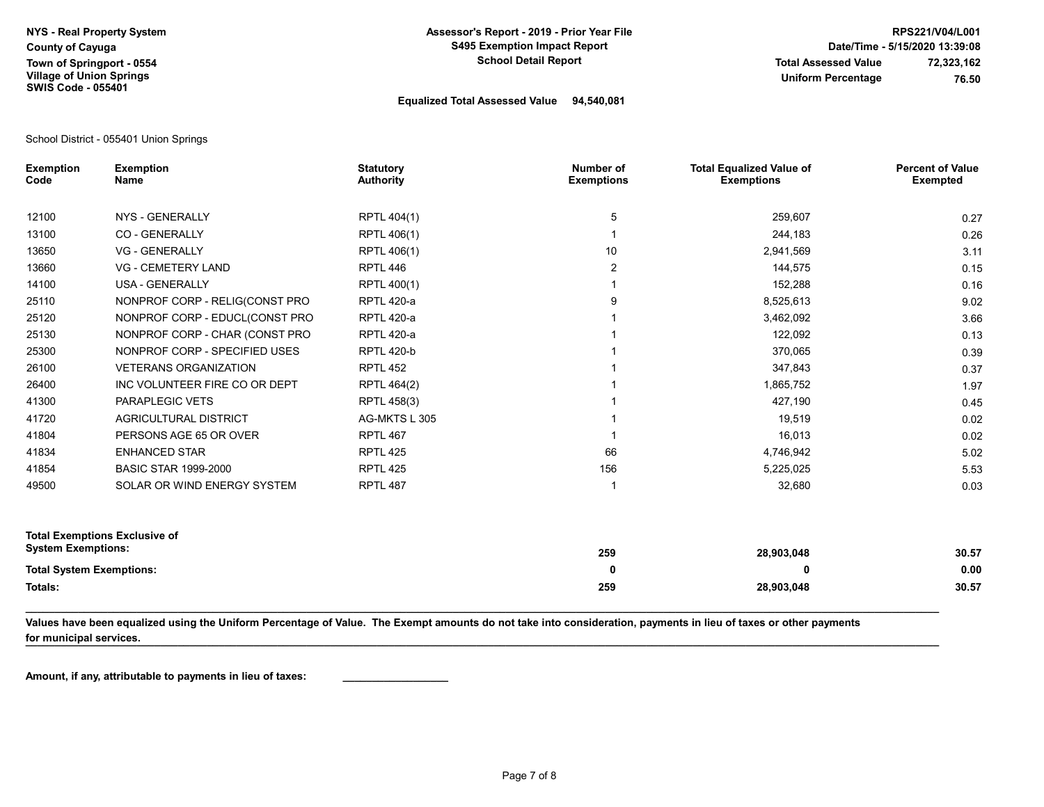NYS - Real Property System
County of Cayuga
Town of Springport - 0554
Village of Union Springs
SWIS Code - 055401

**Assessor's Report - 2019 - Prior Year File**
**S495 Exemption Impact Report**
**School Detail Report**

RPS221/V04/L001
Date/Time - 5/15/2020 13:39:08

**Total Assessed Value** 72,323,162
**Uniform Percentage** 76.50

**Equalized Total Assessed Value** 94,540,081

School District - 055401 Union Springs

| Exemption Code | Exemption Name | Statutory Authority | Number of Exemptions | Total Equalized Value of Exemptions | Percent of Value Exempted |
|---|---|---|---|---|---|
| 12100 | NYS - GENERALLY | RPTL 404(1) | 5 | 259,607 | 0.27 |
| 13100 | CO - GENERALLY | RPTL 406(1) | 1 | 244,183 | 0.26 |
| 13650 | VG - GENERALLY | RPTL 406(1) | 10 | 2,941,569 | 3.11 |
| 13660 | VG - CEMETERY LAND | RPTL 446 | 2 | 144,575 | 0.15 |
| 14100 | USA - GENERALLY | RPTL 400(1) | 1 | 152,288 | 0.16 |
| 25110 | NONPROF CORP - RELIG(CONST PRO | RPTL 420-a | 9 | 8,525,613 | 9.02 |
| 25120 | NONPROF CORP - EDUCL(CONST PRO | RPTL 420-a | 1 | 3,462,092 | 3.66 |
| 25130 | NONPROF CORP - CHAR (CONST PRO | RPTL 420-a | 1 | 122,092 | 0.13 |
| 25300 | NONPROF CORP - SPECIFIED USES | RPTL 420-b | 1 | 370,065 | 0.39 |
| 26100 | VETERANS ORGANIZATION | RPTL 452 | 1 | 347,843 | 0.37 |
| 26400 | INC VOLUNTEER FIRE CO OR DEPT | RPTL 464(2) | 1 | 1,865,752 | 1.97 |
| 41300 | PARAPLEGIC VETS | RPTL 458(3) | 1 | 427,190 | 0.45 |
| 41720 | AGRICULTURAL DISTRICT | AG-MKTS L 305 | 1 | 19,519 | 0.02 |
| 41804 | PERSONS AGE 65 OR OVER | RPTL 467 | 1 | 16,013 | 0.02 |
| 41834 | ENHANCED STAR | RPTL 425 | 66 | 4,746,942 | 5.02 |
| 41854 | BASIC STAR 1999-2000 | RPTL 425 | 156 | 5,225,025 | 5.53 |
| 49500 | SOLAR OR WIND ENERGY SYSTEM | RPTL 487 | 1 | 32,680 | 0.03 |
| **Total Exemptions Exclusive of System Exemptions:** | | | **259** | **28,903,048** | **30.57** |
| **Total System Exemptions:** | | | **0** | **0** | **0.00** |
| **Totals:** | | | **259** | **28,903,048** | **30.57** |

**Values have been equalized using the Uniform Percentage of Value. The Exempt amounts do not take into consideration, payments in lieu of taxes or other payments for municipal services.**

**Amount, if any, attributable to payments in lieu of taxes:** ________________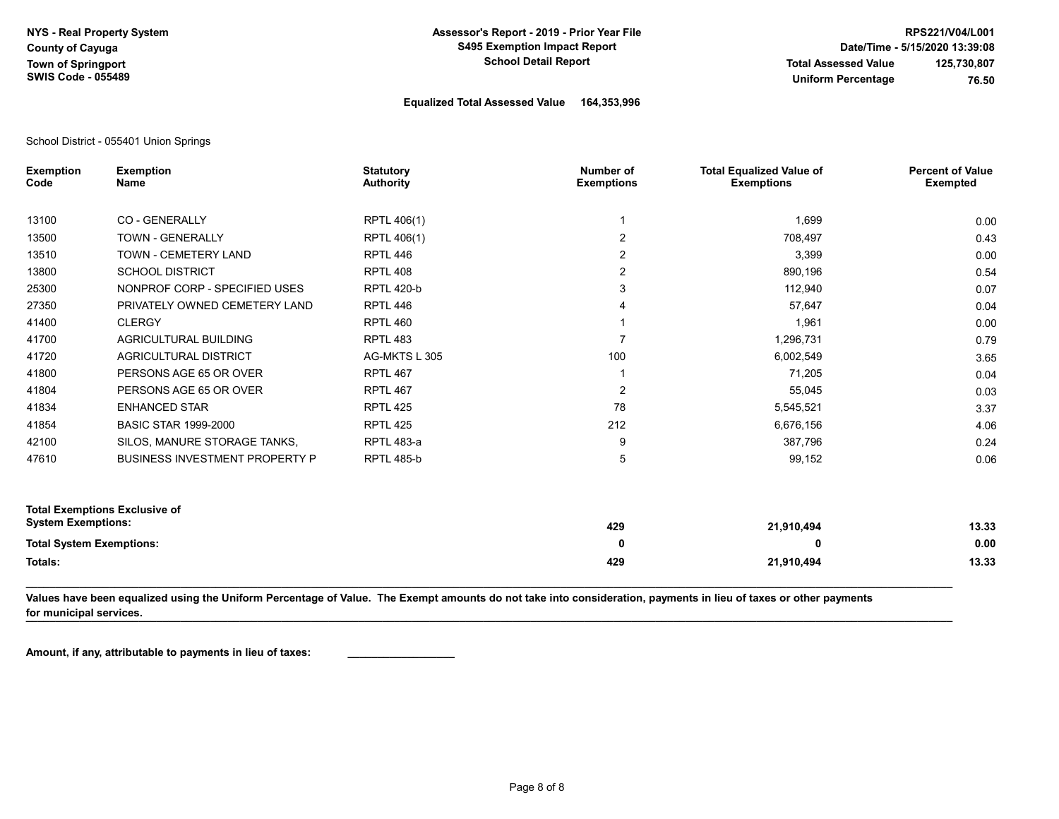NYS - Real Property System
County of Cayuga
Town of Springport
SWIS Code - 055489

Assessor's Report - 2019 - Prior Year File
S495 Exemption Impact Report
School Detail Report

RPS221/V04/L001
Date/Time - 5/15/2020 13:39:08
Total Assessed Value 125,730,807
Uniform Percentage 76.50

Equalized Total Assessed Value 164,353,996

School District - 055401 Union Springs

| Exemption Code | Exemption Name | Statutory Authority | Number of Exemptions | Total Equalized Value of Exemptions | Percent of Value Exempted |
|---|---|---|---|---|---|
| 13100 | CO - GENERALLY | RPTL 406(1) | 1 | 1,699 | 0.00 |
| 13500 | TOWN - GENERALLY | RPTL 406(1) | 2 | 708,497 | 0.43 |
| 13510 | TOWN - CEMETERY LAND | RPTL 446 | 2 | 3,399 | 0.00 |
| 13800 | SCHOOL DISTRICT | RPTL 408 | 2 | 890,196 | 0.54 |
| 25300 | NONPROF CORP - SPECIFIED USES | RPTL 420-b | 3 | 112,940 | 0.07 |
| 27350 | PRIVATELY OWNED CEMETERY LAND | RPTL 446 | 4 | 57,647 | 0.04 |
| 41400 | CLERGY | RPTL 460 | 1 | 1,961 | 0.00 |
| 41700 | AGRICULTURAL BUILDING | RPTL 483 | 7 | 1,296,731 | 0.79 |
| 41720 | AGRICULTURAL DISTRICT | AG-MKTS L 305 | 100 | 6,002,549 | 3.65 |
| 41800 | PERSONS AGE 65 OR OVER | RPTL 467 | 1 | 71,205 | 0.04 |
| 41804 | PERSONS AGE 65 OR OVER | RPTL 467 | 2 | 55,045 | 0.03 |
| 41834 | ENHANCED STAR | RPTL 425 | 78 | 5,545,521 | 3.37 |
| 41854 | BASIC STAR 1999-2000 | RPTL 425 | 212 | 6,676,156 | 4.06 |
| 42100 | SILOS, MANURE STORAGE TANKS, | RPTL 483-a | 9 | 387,796 | 0.24 |
| 47610 | BUSINESS INVESTMENT PROPERTY P | RPTL 485-b | 5 | 99,152 | 0.06 |
| **Total Exemptions Exclusive of System Exemptions:** | | | **429** | **21,910,494** | **13.33** |
| **Total System Exemptions:** | | | **0** | **0** | **0.00** |
| **Totals:** | | | **429** | **21,910,494** | **13.33** |

**Values have been equalized using the Uniform Percentage of Value. The Exempt amounts do not take into consideration, payments in lieu of taxes or other payments for municipal services.**

**Amount, if any, attributable to payments in lieu of taxes:** ___________________